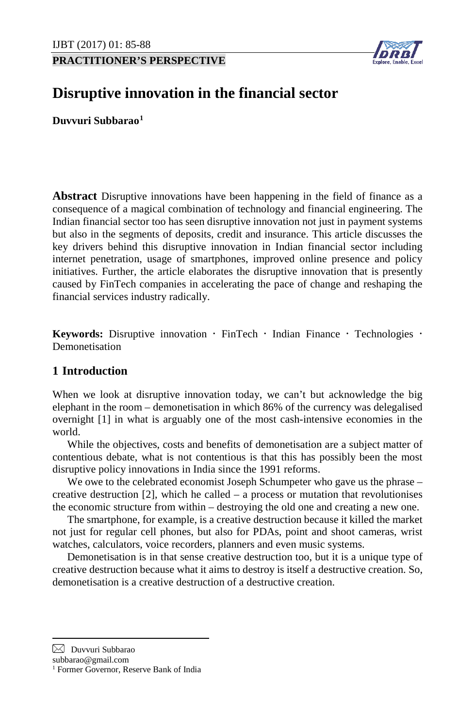PRACTITIONER'S PERSPECTIVE

# Disruptive innovation in the financial sector

**Duvvuri Subbarao**[1]

**Abstract** Disruptive innovations have been happening in the field of finance as a consequence of a magical combination of technology and financial engineering. The Indian financial sector too has seen disruptive innovation not just in payment systems but also in the segments of deposits, credit and insurance. This article discusses the key drivers behind this disruptive innovation in Indian financial sector including internet penetration, usage of smartphones, improved online presence and policy initiatives. Further, the article elaborates the disruptive innovation that is presently caused by FinTech companies in accelerating the pace of change and reshaping the financial services industry radically.

**Keywords:** Disruptive innovation · FinTech · Indian Finance · Technologies · Demonetisation

## 1 Introduction

When we look at disruptive innovation today, we can't but acknowledge the big elephant in the room – demonetisation in which 86% of the currency was delegalised overnight [1] in what is arguably one of the most cash-intensive economies in the world.

While the objectives, costs and benefits of demonetisation are a subject matter of contentious debate, what is not contentious is that this has possibly been the most disruptive policy innovations in India since the 1991 reforms.

We owe to the celebrated economist Joseph Schumpeter who gave us the phrase – creative destruction [2], which he called – a process or mutation that revolutionises the economic structure from within – destroying the old one and creating a new one.

The smartphone, for example, is a creative destruction because it killed the market not just for regular cell phones, but also for PDAs, point and shoot cameras, wrist watches, calculators, voice recorders, planners and even music systems.

Demonetisation is in that sense creative destruction too, but it is a unique type of creative destruction because what it aims to destroy is itself a destructive creation. So, demonetisation is a creative destruction of a destructive creation.

---

✉ Duvvuri Subbarao
subbarao@gmail.com

[1] Former Governor, Reserve Bank of India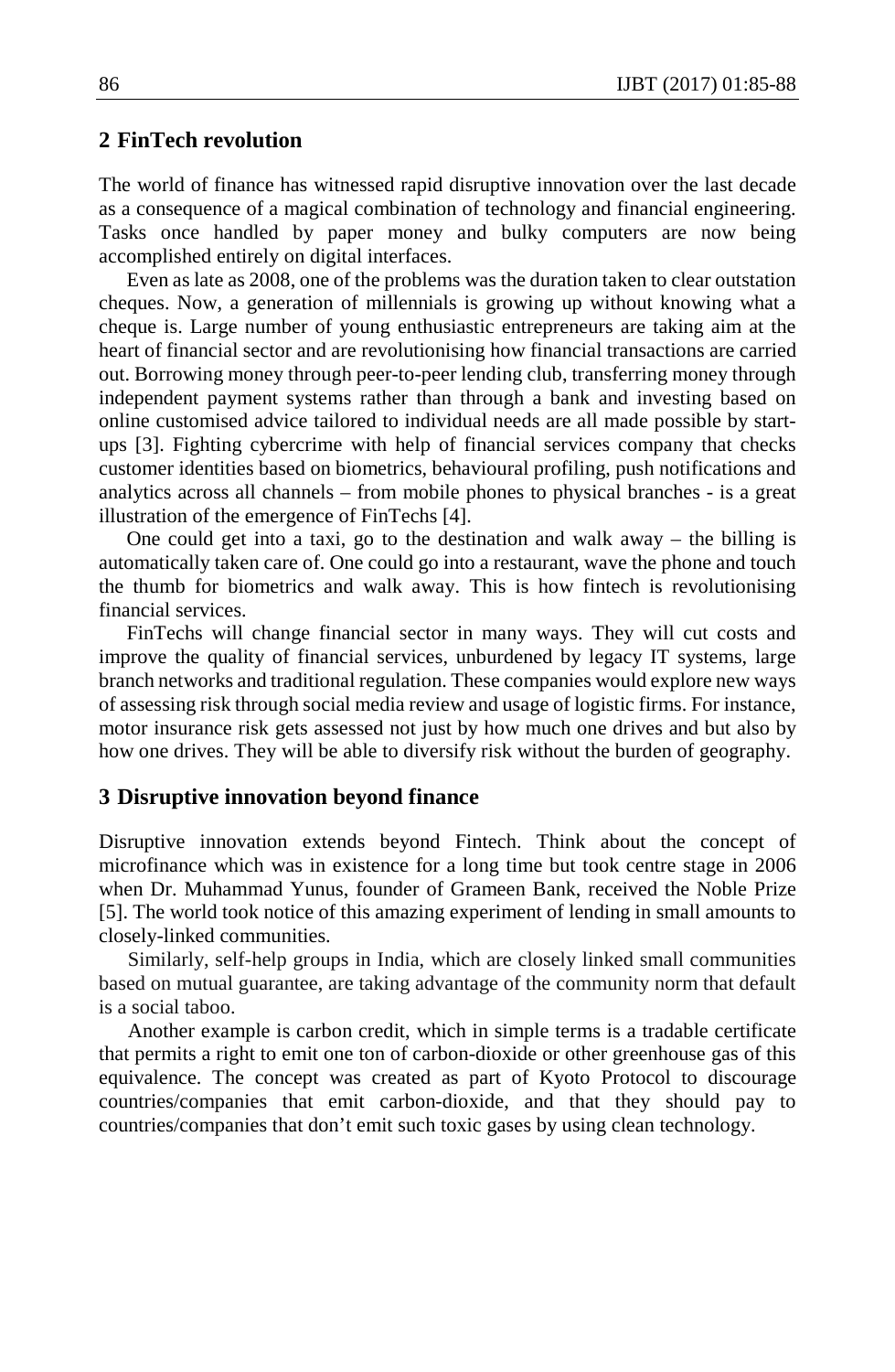## 2 FinTech revolution

The world of finance has witnessed rapid disruptive innovation over the last decade as a consequence of a magical combination of technology and financial engineering. Tasks once handled by paper money and bulky computers are now being accomplished entirely on digital interfaces.

Even as late as 2008, one of the problems was the duration taken to clear outstation cheques. Now, a generation of millennials is growing up without knowing what a cheque is. Large number of young enthusiastic entrepreneurs are taking aim at the heart of financial sector and are revolutionising how financial transactions are carried out. Borrowing money through peer-to-peer lending club, transferring money through independent payment systems rather than through a bank and investing based on online customised advice tailored to individual needs are all made possible by start-ups [3]. Fighting cybercrime with help of financial services company that checks customer identities based on biometrics, behavioural profiling, push notifications and analytics across all channels – from mobile phones to physical branches - is a great illustration of the emergence of FinTechs [4].

One could get into a taxi, go to the destination and walk away – the billing is automatically taken care of. One could go into a restaurant, wave the phone and touch the thumb for biometrics and walk away. This is how fintech is revolutionising financial services.

FinTechs will change financial sector in many ways. They will cut costs and improve the quality of financial services, unburdened by legacy IT systems, large branch networks and traditional regulation. These companies would explore new ways of assessing risk through social media review and usage of logistic firms. For instance, motor insurance risk gets assessed not just by how much one drives and but also by how one drives. They will be able to diversify risk without the burden of geography.

## 3 Disruptive innovation beyond finance

Disruptive innovation extends beyond Fintech. Think about the concept of microfinance which was in existence for a long time but took centre stage in 2006 when Dr. Muhammad Yunus, founder of Grameen Bank, received the Noble Prize [5]. The world took notice of this amazing experiment of lending in small amounts to closely-linked communities.

Similarly, self-help groups in India, which are closely linked small communities based on mutual guarantee, are taking advantage of the community norm that default is a social taboo.

Another example is carbon credit, which in simple terms is a tradable certificate that permits a right to emit one ton of carbon-dioxide or other greenhouse gas of this equivalence. The concept was created as part of Kyoto Protocol to discourage countries/companies that emit carbon-dioxide, and that they should pay to countries/companies that don't emit such toxic gases by using clean technology.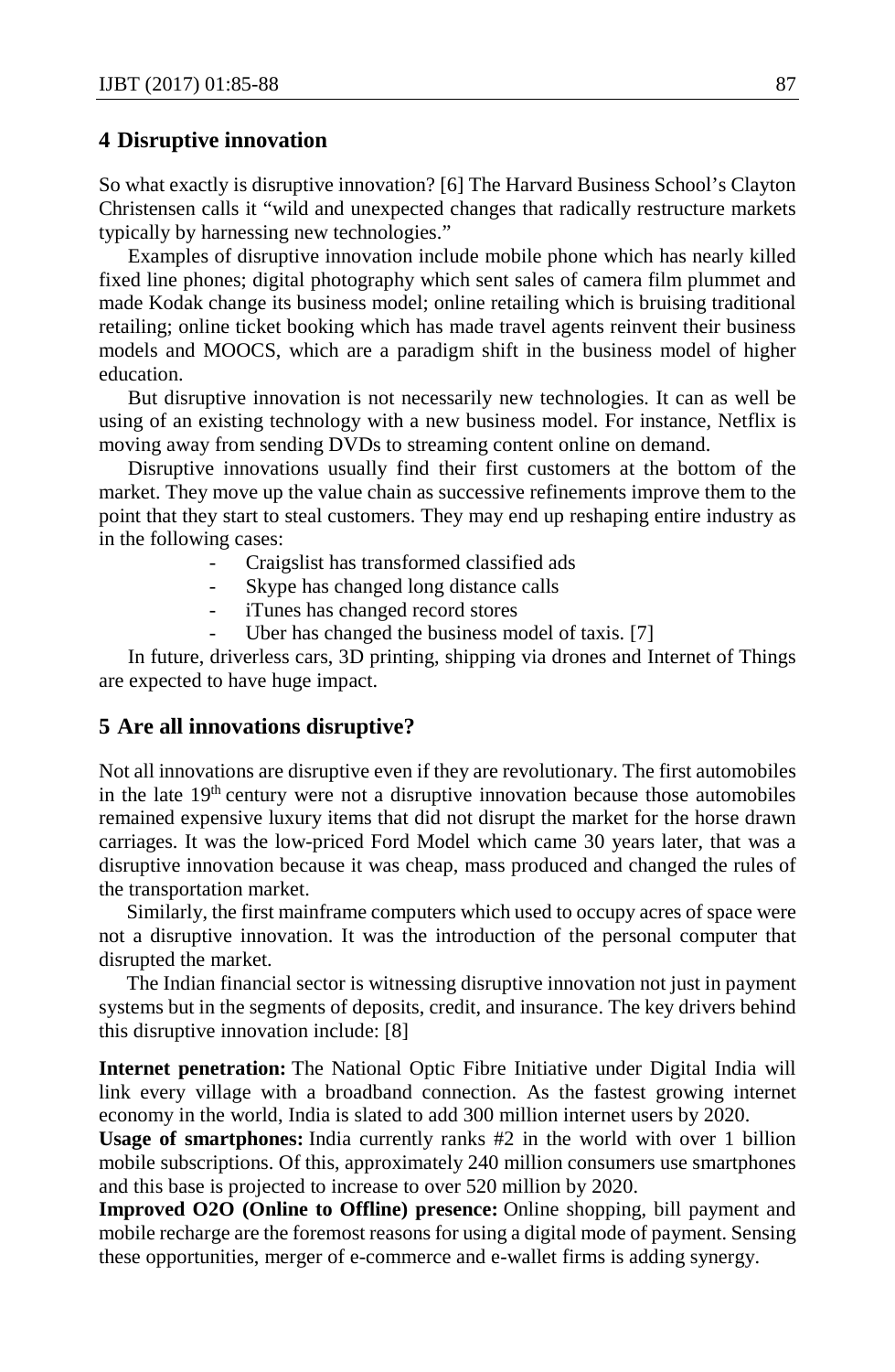## 4 Disruptive innovation

So what exactly is disruptive innovation? [6] The Harvard Business School's Clayton Christensen calls it "wild and unexpected changes that radically restructure markets typically by harnessing new technologies."

Examples of disruptive innovation include mobile phone which has nearly killed fixed line phones; digital photography which sent sales of camera film plummet and made Kodak change its business model; online retailing which is bruising traditional retailing; online ticket booking which has made travel agents reinvent their business models and MOOCS, which are a paradigm shift in the business model of higher education.

But disruptive innovation is not necessarily new technologies. It can as well be using of an existing technology with a new business model. For instance, Netflix is moving away from sending DVDs to streaming content online on demand.

Disruptive innovations usually find their first customers at the bottom of the market. They move up the value chain as successive refinements improve them to the point that they start to steal customers. They may end up reshaping entire industry as in the following cases:

- Craigslist has transformed classified ads
- Skype has changed long distance calls
- iTunes has changed record stores
- Uber has changed the business model of taxis. [7]

In future, driverless cars, 3D printing, shipping via drones and Internet of Things are expected to have huge impact.

## 5 Are all innovations disruptive?

Not all innovations are disruptive even if they are revolutionary. The first automobiles in the late 19th century were not a disruptive innovation because those automobiles remained expensive luxury items that did not disrupt the market for the horse drawn carriages. It was the low-priced Ford Model which came 30 years later, that was a disruptive innovation because it was cheap, mass produced and changed the rules of the transportation market.

Similarly, the first mainframe computers which used to occupy acres of space were not a disruptive innovation. It was the introduction of the personal computer that disrupted the market.

The Indian financial sector is witnessing disruptive innovation not just in payment systems but in the segments of deposits, credit, and insurance. The key drivers behind this disruptive innovation include: [8]

**Internet penetration:** The National Optic Fibre Initiative under Digital India will link every village with a broadband connection. As the fastest growing internet economy in the world, India is slated to add 300 million internet users by 2020.

**Usage of smartphones:** India currently ranks #2 in the world with over 1 billion mobile subscriptions. Of this, approximately 240 million consumers use smartphones and this base is projected to increase to over 520 million by 2020.

**Improved O2O (Online to Offline) presence:** Online shopping, bill payment and mobile recharge are the foremost reasons for using a digital mode of payment. Sensing these opportunities, merger of e-commerce and e-wallet firms is adding synergy.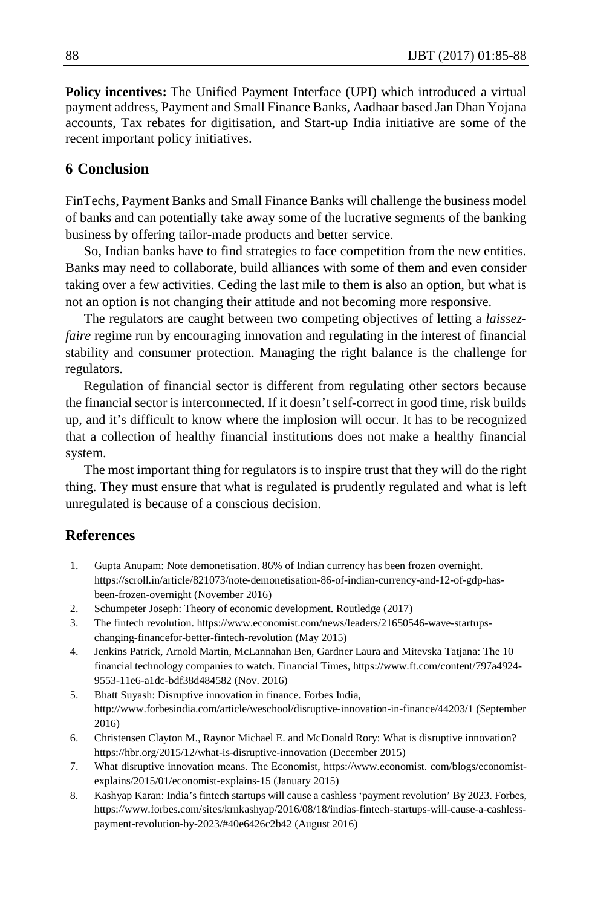**Policy incentives:** The Unified Payment Interface (UPI) which introduced a virtual payment address, Payment and Small Finance Banks, Aadhaar based Jan Dhan Yojana accounts, Tax rebates for digitisation, and Start-up India initiative are some of the recent important policy initiatives.

## 6 Conclusion

FinTechs, Payment Banks and Small Finance Banks will challenge the business model of banks and can potentially take away some of the lucrative segments of the banking business by offering tailor-made products and better service.

So, Indian banks have to find strategies to face competition from the new entities. Banks may need to collaborate, build alliances with some of them and even consider taking over a few activities. Ceding the last mile to them is also an option, but what is not an option is not changing their attitude and not becoming more responsive.

The regulators are caught between two competing objectives of letting a *laissez-faire* regime run by encouraging innovation and regulating in the interest of financial stability and consumer protection. Managing the right balance is the challenge for regulators.

Regulation of financial sector is different from regulating other sectors because the financial sector is interconnected. If it doesn't self-correct in good time, risk builds up, and it's difficult to know where the implosion will occur. It has to be recognized that a collection of healthy financial institutions does not make a healthy financial system.

The most important thing for regulators is to inspire trust that they will do the right thing. They must ensure that what is regulated is prudently regulated and what is left unregulated is because of a conscious decision.

## References

1. Gupta Anupam: Note demonetisation. 86% of Indian currency has been frozen overnight. https://scroll.in/article/821073/note-demonetisation-86-of-indian-currency-and-12-of-gdp-has-been-frozen-overnight (November 2016)
2. Schumpeter Joseph: Theory of economic development. Routledge (2017)
3. The fintech revolution. https://www.economist.com/news/leaders/21650546-wave-startups-changing-financefor-better-fintech-revolution (May 2015)
4. Jenkins Patrick, Arnold Martin, McLannahan Ben, Gardner Laura and Mitevska Tatjana: The 10 financial technology companies to watch. Financial Times, https://www.ft.com/content/797a4924-9553-11e6-a1dc-bdf38d484582 (Nov. 2016)
5. Bhatt Suyash: Disruptive innovation in finance. Forbes India, http://www.forbesindia.com/article/weschool/disruptive-innovation-in-finance/44203/1 (September 2016)
6. Christensen Clayton M., Raynor Michael E. and McDonald Rory: What is disruptive innovation? https://hbr.org/2015/12/what-is-disruptive-innovation (December 2015)
7. What disruptive innovation means. The Economist, https://www.economist. com/blogs/economist-explains/2015/01/economist-explains-15 (January 2015)
8. Kashyap Karan: India's fintech startups will cause a cashless 'payment revolution' By 2023. Forbes, https://www.forbes.com/sites/krnkashyap/2016/08/18/indias-fintech-startups-will-cause-a-cashless-payment-revolution-by-2023/#40e6426c2b42 (August 2016)